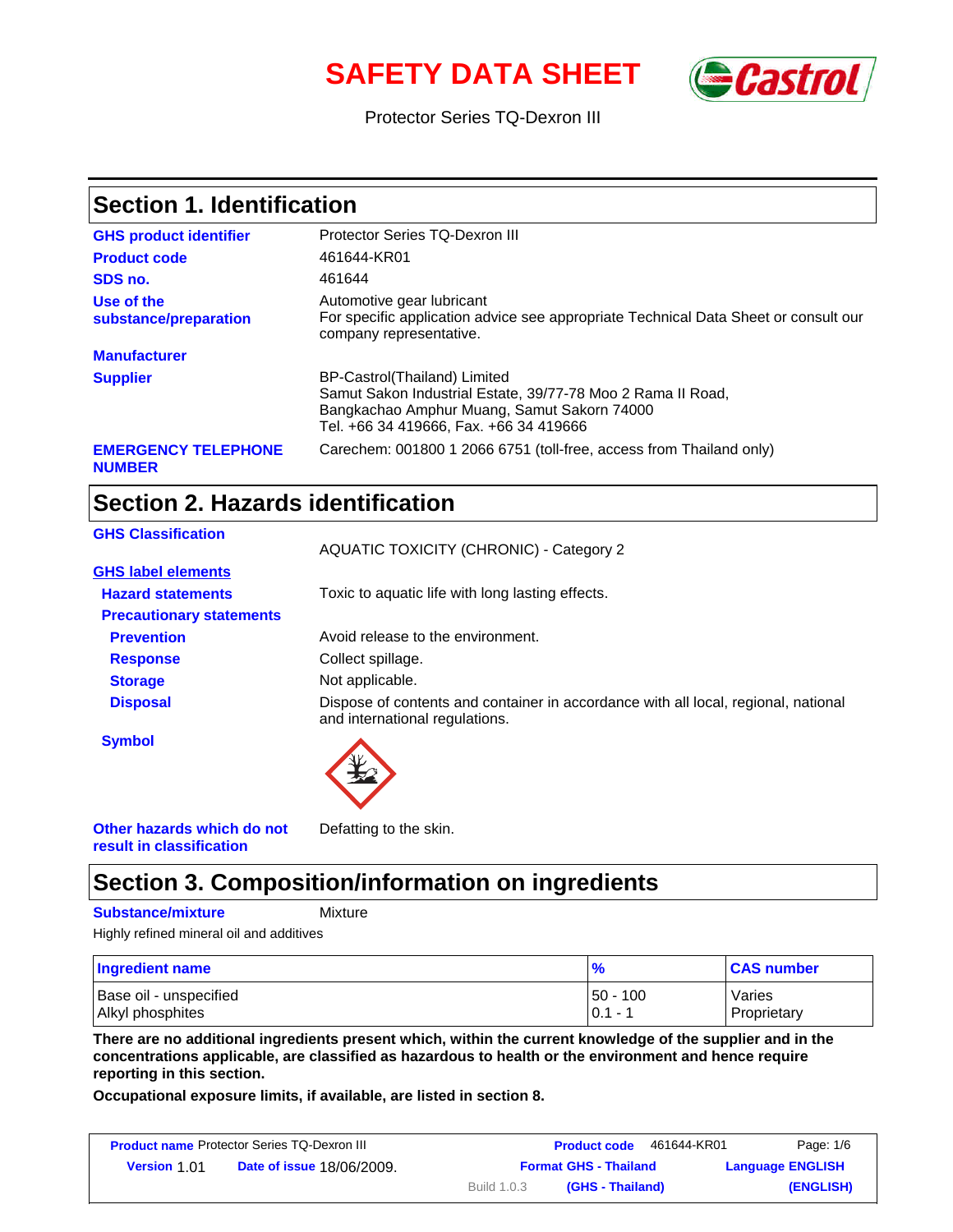# SAFETY DATA SHEET

Protector Series TQ-Dexron III

## Section 1. Identification

**GHS product identifier** Protector Series TQ-Dexron III

**Product code** 461644-KR01

**SDS no.** 461644

**Use of the substance/preparation** Automotive gear lubricant
For specific application advice see appropriate Technical Data Sheet or consult our company representative.

**Manufacturer**

**Supplier** BP-Castrol(Thailand) Limited
Samut Sakon Industrial Estate, 39/77-78 Moo 2 Rama II Road,
Bangkachao Amphur Muang, Samut Sakorn 74000
Tel. +66 34 419666, Fax. +66 34 419666

**EMERGENCY TELEPHONE NUMBER** Carechem: 001800 1 2066 6751 (toll-free, access from Thailand only)

## Section 2. Hazards identification

**GHS Classification** AQUATIC TOXICITY (CHRONIC) - Category 2

**GHS label elements**

**Hazard statements** Toxic to aquatic life with long lasting effects.

**Precautionary statements**

**Prevention** Avoid release to the environment.

**Response** Collect spillage.

**Storage** Not applicable.

**Disposal** Dispose of contents and container in accordance with all local, regional, national and international regulations.

**Symbol**

**Other hazards which do not result in classification** Defatting to the skin.

## Section 3. Composition/information on ingredients

**Substance/mixture** Mixture

Highly refined mineral oil and additives

| Ingredient name | % | CAS number |
|---|---|---|
| Base oil - unspecified | 50 - 100 | Varies |
| Alkyl phosphites | 0.1 - 1 | Proprietary |

**There are no additional ingredients present which, within the current knowledge of the supplier and in the concentrations applicable, are classified as hazardous to health or the environment and hence require reporting in this section.**

**Occupational exposure limits, if available, are listed in section 8.**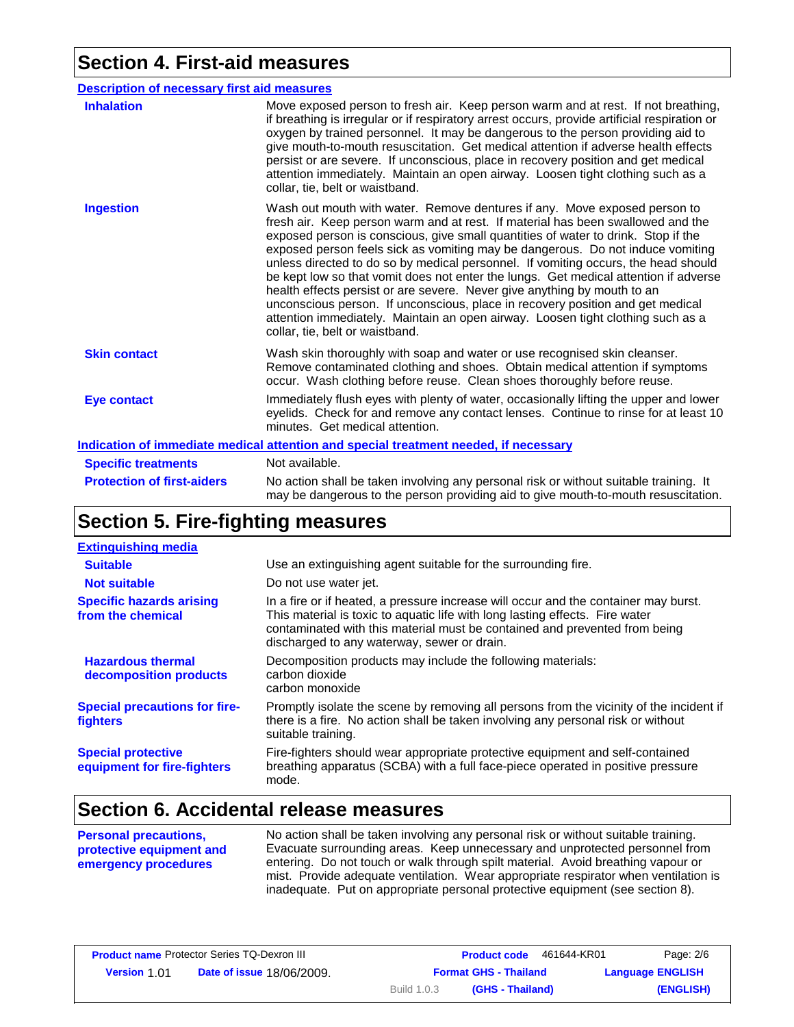## Section 4. First-aid measures

**Description of necessary first aid measures**

| | |
|---|---|
| **Inhalation** | Move exposed person to fresh air. Keep person warm and at rest. If not breathing, if breathing is irregular or if respiratory arrest occurs, provide artificial respiration or oxygen by trained personnel. It may be dangerous to the person providing aid to give mouth-to-mouth resuscitation. Get medical attention if adverse health effects persist or are severe. If unconscious, place in recovery position and get medical attention immediately. Maintain an open airway. Loosen tight clothing such as a collar, tie, belt or waistband. |
| **Ingestion** | Wash out mouth with water. Remove dentures if any. Move exposed person to fresh air. Keep person warm and at rest. If material has been swallowed and the exposed person is conscious, give small quantities of water to drink. Stop if the exposed person feels sick as vomiting may be dangerous. Do not induce vomiting unless directed to do so by medical personnel. If vomiting occurs, the head should be kept low so that vomit does not enter the lungs. Get medical attention if adverse health effects persist or are severe. Never give anything by mouth to an unconscious person. If unconscious, place in recovery position and get medical attention immediately. Maintain an open airway. Loosen tight clothing such as a collar, tie, belt or waistband. |
| **Skin contact** | Wash skin thoroughly with soap and water or use recognised skin cleanser. Remove contaminated clothing and shoes. Obtain medical attention if symptoms occur. Wash clothing before reuse. Clean shoes thoroughly before reuse. |
| **Eye contact** | Immediately flush eyes with plenty of water, occasionally lifting the upper and lower eyelids. Check for and remove any contact lenses. Continue to rinse for at least 10 minutes. Get medical attention. |

**Indication of immediate medical attention and special treatment needed, if necessary**

| | |
|---|---|
| **Specific treatments** | Not available. |
| **Protection of first-aiders** | No action shall be taken involving any personal risk or without suitable training. It may be dangerous to the person providing aid to give mouth-to-mouth resuscitation. |

## Section 5. Fire-fighting measures

**Extinguishing media**

| | |
|---|---|
| **Suitable** | Use an extinguishing agent suitable for the surrounding fire. |
| **Not suitable** | Do not use water jet. |
| **Specific hazards arising from the chemical** | In a fire or if heated, a pressure increase will occur and the container may burst. This material is toxic to aquatic life with long lasting effects. Fire water contaminated with this material must be contained and prevented from being discharged to any waterway, sewer or drain. |
| **Hazardous thermal decomposition products** | Decomposition products may include the following materials:<br>carbon dioxide<br>carbon monoxide |
| **Special precautions for fire-fighters** | Promptly isolate the scene by removing all persons from the vicinity of the incident if there is a fire. No action shall be taken involving any personal risk or without suitable training. |
| **Special protective equipment for fire-fighters** | Fire-fighters should wear appropriate protective equipment and self-contained breathing apparatus (SCBA) with a full face-piece operated in positive pressure mode. |

## Section 6. Accidental release measures

| | |
|---|---|
| **Personal precautions, protective equipment and emergency procedures** | No action shall be taken involving any personal risk or without suitable training. Evacuate surrounding areas. Keep unnecessary and unprotected personnel from entering. Do not touch or walk through spilt material. Avoid breathing vapour or mist. Provide adequate ventilation. Wear appropriate respirator when ventilation is inadequate. Put on appropriate personal protective equipment (see section 8). |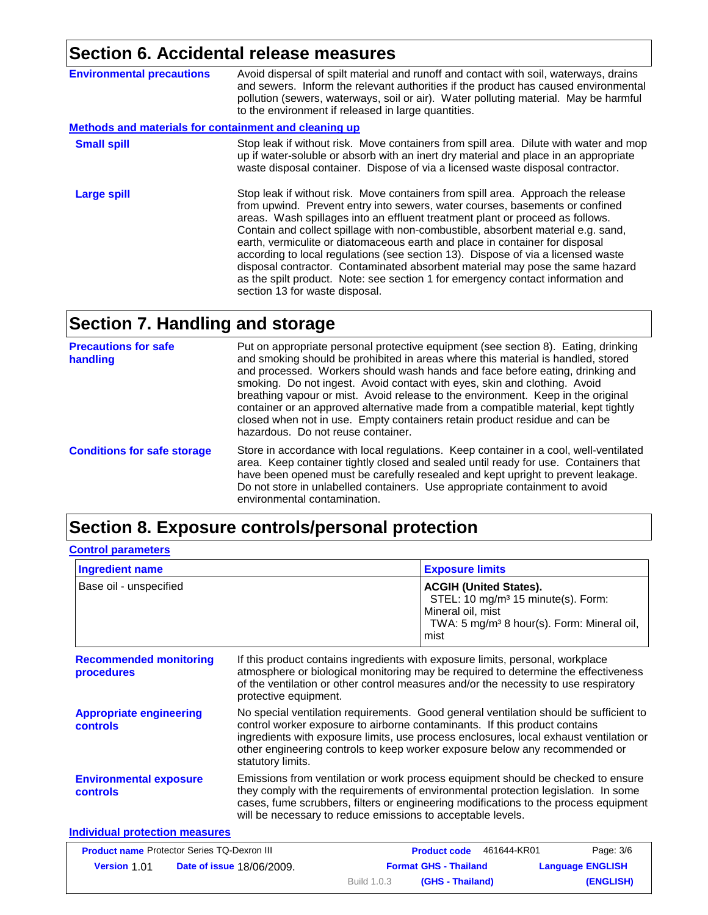## Section 6. Accidental release measures

**Environmental precautions**

Avoid dispersal of spilt material and runoff and contact with soil, waterways, drains and sewers. Inform the relevant authorities if the product has caused environmental pollution (sewers, waterways, soil or air). Water polluting material. May be harmful to the environment if released in large quantities.

**Methods and materials for containment and cleaning up**

**Small spill**

Stop leak if without risk. Move containers from spill area. Dilute with water and mop up if water-soluble or absorb with an inert dry material and place in an appropriate waste disposal container. Dispose of via a licensed waste disposal contractor.

**Large spill**

Stop leak if without risk. Move containers from spill area. Approach the release from upwind. Prevent entry into sewers, water courses, basements or confined areas. Wash spillages into an effluent treatment plant or proceed as follows. Contain and collect spillage with non-combustible, absorbent material e.g. sand, earth, vermiculite or diatomaceous earth and place in container for disposal according to local regulations (see section 13). Dispose of via a licensed waste disposal contractor. Contaminated absorbent material may pose the same hazard as the spilt product. Note: see section 1 for emergency contact information and section 13 for waste disposal.

## Section 7. Handling and storage

**Precautions for safe handling**

Put on appropriate personal protective equipment (see section 8). Eating, drinking and smoking should be prohibited in areas where this material is handled, stored and processed. Workers should wash hands and face before eating, drinking and smoking. Do not ingest. Avoid contact with eyes, skin and clothing. Avoid breathing vapour or mist. Avoid release to the environment. Keep in the original container or an approved alternative made from a compatible material, kept tightly closed when not in use. Empty containers retain product residue and can be hazardous. Do not reuse container.

**Conditions for safe storage**

Store in accordance with local regulations. Keep container in a cool, well-ventilated area. Keep container tightly closed and sealed until ready for use. Containers that have been opened must be carefully resealed and kept upright to prevent leakage. Do not store in unlabelled containers. Use appropriate containment to avoid environmental contamination.

## Section 8. Exposure controls/personal protection

**Control parameters**

| Ingredient name | Exposure limits |
|---|---|
| Base oil - unspecified | **ACGIH (United States).** STEL: 10 mg/m³ 15 minute(s). Form: Mineral oil, mist TWA: 5 mg/m³ 8 hour(s). Form: Mineral oil, mist |

**Recommended monitoring procedures**

If this product contains ingredients with exposure limits, personal, workplace atmosphere or biological monitoring may be required to determine the effectiveness of the ventilation or other control measures and/or the necessity to use respiratory protective equipment.

**Appropriate engineering controls**

No special ventilation requirements. Good general ventilation should be sufficient to control worker exposure to airborne contaminants. If this product contains ingredients with exposure limits, use process enclosures, local exhaust ventilation or other engineering controls to keep worker exposure below any recommended or statutory limits.

**Environmental exposure controls**

Emissions from ventilation or work process equipment should be checked to ensure they comply with the requirements of environmental protection legislation. In some cases, fume scrubbers, filters or engineering modifications to the process equipment will be necessary to reduce emissions to acceptable levels.

**Individual protection measures**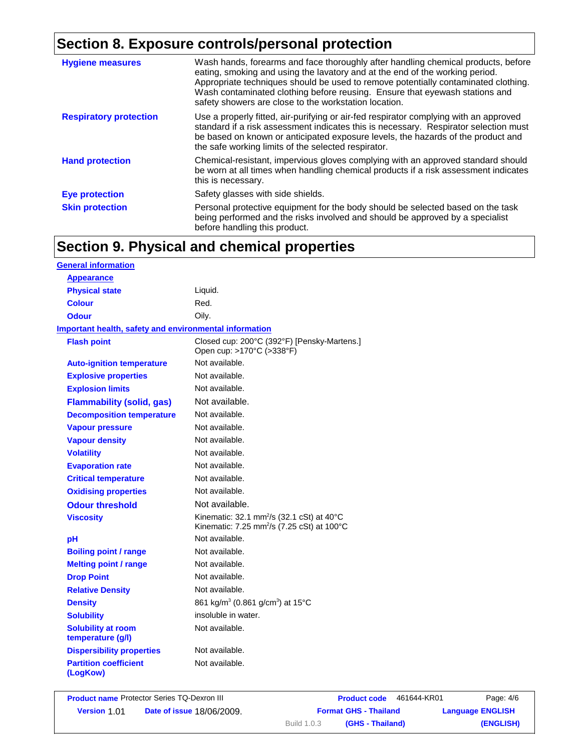# Section 8. Exposure controls/personal protection

| | |
|---|---|
| **Hygiene measures** | Wash hands, forearms and face thoroughly after handling chemical products, before eating, smoking and using the lavatory and at the end of the working period. Appropriate techniques should be used to remove potentially contaminated clothing. Wash contaminated clothing before reusing. Ensure that eyewash stations and safety showers are close to the workstation location. |
| **Respiratory protection** | Use a properly fitted, air-purifying or air-fed respirator complying with an approved standard if a risk assessment indicates this is necessary. Respirator selection must be based on known or anticipated exposure levels, the hazards of the product and the safe working limits of the selected respirator. |
| **Hand protection** | Chemical-resistant, impervious gloves complying with an approved standard should be worn at all times when handling chemical products if a risk assessment indicates this is necessary. |
| **Eye protection** | Safety glasses with side shields. |
| **Skin protection** | Personal protective equipment for the body should be selected based on the task being performed and the risks involved and should be approved by a specialist before handling this product. |

# Section 9. Physical and chemical properties

**General information**

**Appearance**

| | |
|---|---|
| **Physical state** | Liquid. |
| **Colour** | Red. |
| **Odour** | Oily. |

**Important health, safety and environmental information**

| | |
|---|---|
| **Flash point** | Closed cup: 200°C (392°F) [Pensky-Martens.]<br>Open cup: >170°C (>338°F) |
| **Auto-ignition temperature** | Not available. |
| **Explosive properties** | Not available. |
| **Explosion limits** | Not available. |
| **Flammability (solid, gas)** | Not available. |
| **Decomposition temperature** | Not available. |
| **Vapour pressure** | Not available. |
| **Vapour density** | Not available. |
| **Volatility** | Not available. |
| **Evaporation rate** | Not available. |
| **Critical temperature** | Not available. |
| **Oxidising properties** | Not available. |
| **Odour threshold** | Not available. |
| **Viscosity** | Kinematic: 32.1 $mm^2/s$ (32.1 cSt) at 40°C<br>Kinematic: 7.25 $mm^2/s$ (7.25 cSt) at 100°C |
| **pH** | Not available. |
| **Boiling point / range** | Not available. |
| **Melting point / range** | Not available. |
| **Drop Point** | Not available. |
| **Relative Density** | Not available. |
| **Density** | 861 $kg/m^3$ (0.861 $g/cm^3$) at 15°C |
| **Solubility** | insoluble in water. |
| **Solubility at room temperature (g/l)** | Not available. |
| **Dispersibility properties** | Not available. |
| **Partition coefficient (LogKow)** | Not available. |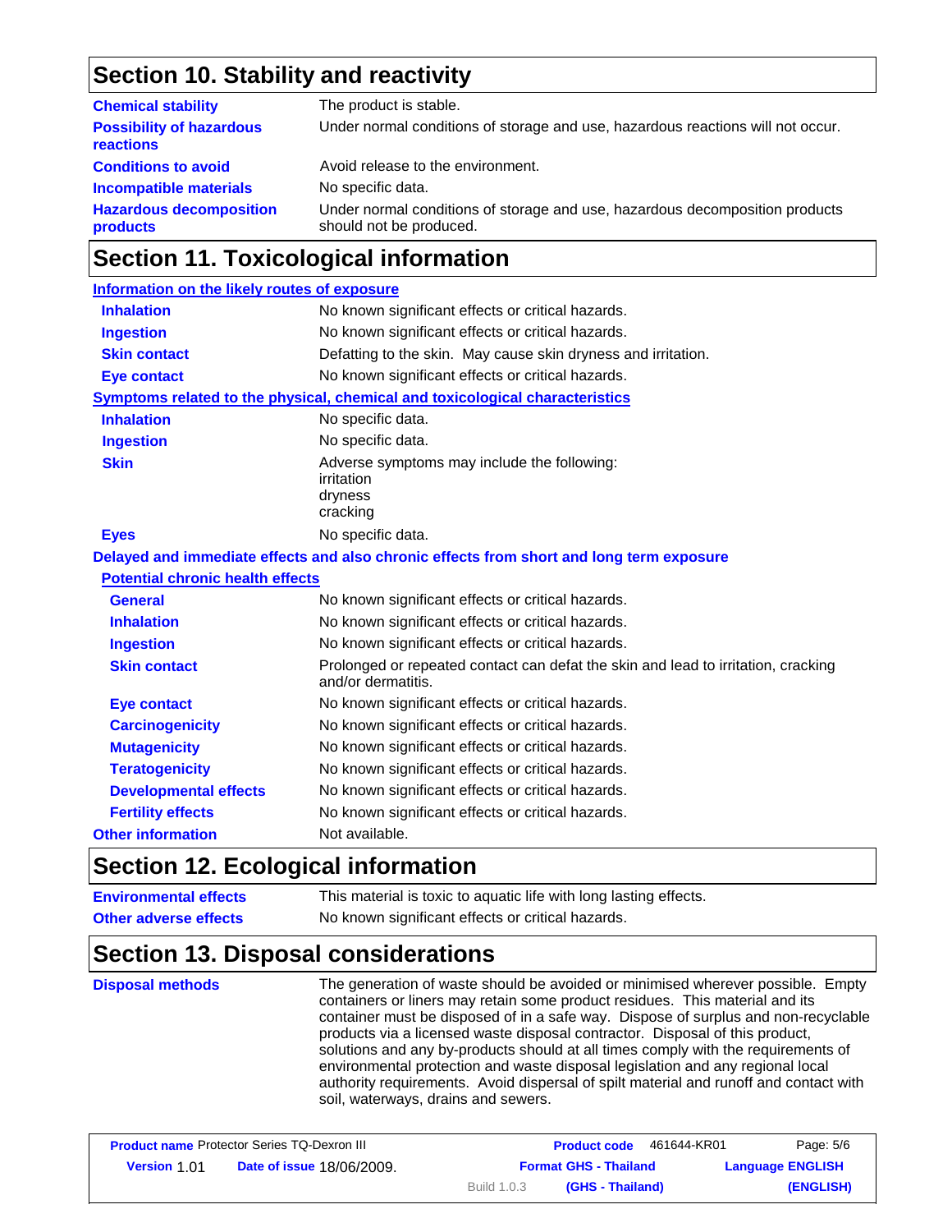## Section 10. Stability and reactivity

| | |
|---|---|
| **Chemical stability** | The product is stable. |
| **Possibility of hazardous reactions** | Under normal conditions of storage and use, hazardous reactions will not occur. |
| **Conditions to avoid** | Avoid release to the environment. |
| **Incompatible materials** | No specific data. |
| **Hazardous decomposition products** | Under normal conditions of storage and use, hazardous decomposition products should not be produced. |

## Section 11. Toxicological information

**Information on the likely routes of exposure**

| | |
|---|---|
| **Inhalation** | No known significant effects or critical hazards. |
| **Ingestion** | No known significant effects or critical hazards. |
| **Skin contact** | Defatting to the skin. May cause skin dryness and irritation. |
| **Eye contact** | No known significant effects or critical hazards. |

**Symptoms related to the physical, chemical and toxicological characteristics**

| | |
|---|---|
| **Inhalation** | No specific data. |
| **Ingestion** | No specific data. |
| **Skin** | Adverse symptoms may include the following:<br>irritation<br>dryness<br>cracking |
| **Eyes** | No specific data. |

**Delayed and immediate effects and also chronic effects from short and long term exposure**

**Potential chronic health effects**

| | |
|---|---|
| **General** | No known significant effects or critical hazards. |
| **Inhalation** | No known significant effects or critical hazards. |
| **Ingestion** | No known significant effects or critical hazards. |
| **Skin contact** | Prolonged or repeated contact can defat the skin and lead to irritation, cracking and/or dermatitis. |
| **Eye contact** | No known significant effects or critical hazards. |
| **Carcinogenicity** | No known significant effects or critical hazards. |
| **Mutagenicity** | No known significant effects or critical hazards. |
| **Teratogenicity** | No known significant effects or critical hazards. |
| **Developmental effects** | No known significant effects or critical hazards. |
| **Fertility effects** | No known significant effects or critical hazards. |
| **Other information** | Not available. |

## Section 12. Ecological information

| | |
|---|---|
| **Environmental effects** | This material is toxic to aquatic life with long lasting effects. |
| **Other adverse effects** | No known significant effects or critical hazards. |

## Section 13. Disposal considerations

**Disposal methods**

The generation of waste should be avoided or minimised wherever possible. Empty containers or liners may retain some product residues. This material and its container must be disposed of in a safe way. Dispose of surplus and non-recyclable products via a licensed waste disposal contractor. Disposal of this product, solutions and any by-products should at all times comply with the requirements of environmental protection and waste disposal legislation and any regional local authority requirements. Avoid dispersal of spilt material and runoff and contact with soil, waterways, drains and sewers.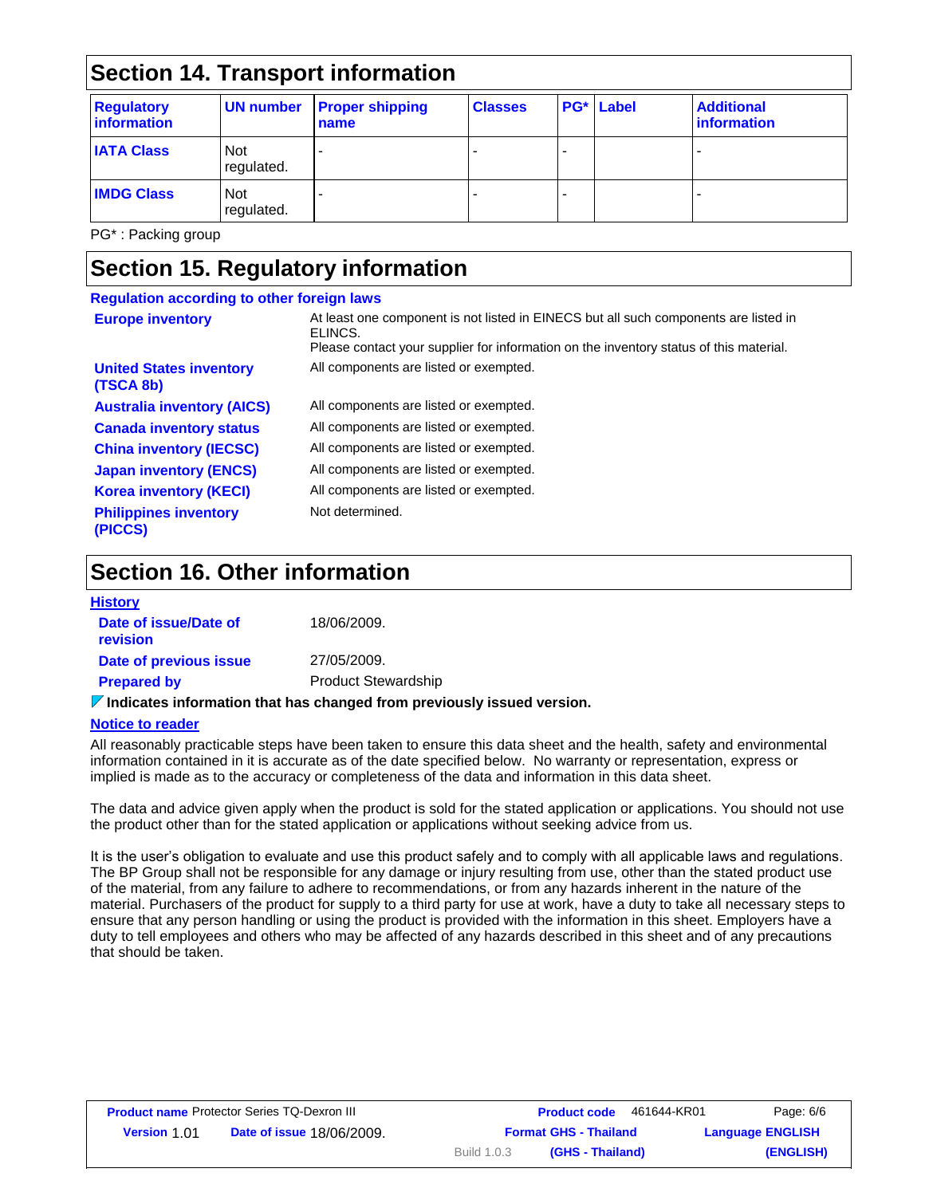## Section 14. Transport information

| Regulatory information | UN number | Proper shipping name | Classes | PG* | Label | Additional information |
|---|---|---|---|---|---|---|
| **IATA Class** | Not regulated. | - | - | - | | - |
| **IMDG Class** | Not regulated. | - | - | - | | - |

PG* : Packing group

## Section 15. Regulatory information

**Regulation according to other foreign laws**

| | |
|---|---|
| **Europe inventory** | At least one component is not listed in EINECS but all such components are listed in ELINCS. Please contact your supplier for information on the inventory status of this material. |
| **United States inventory (TSCA 8b)** | All components are listed or exempted. |
| **Australia inventory (AICS)** | All components are listed or exempted. |
| **Canada inventory status** | All components are listed or exempted. |
| **China inventory (IECSC)** | All components are listed or exempted. |
| **Japan inventory (ENCS)** | All components are listed or exempted. |
| **Korea inventory (KECI)** | All components are listed or exempted. |
| **Philippines inventory (PICCS)** | Not determined. |

## Section 16. Other information

**History**

| | |
|---|---|
| **Date of issue/Date of revision** | 18/06/2009. |
| **Date of previous issue** | 27/05/2009. |
| **Prepared by** | Product Stewardship |

**Indicates information that has changed from previously issued version.**

**Notice to reader**

All reasonably practicable steps have been taken to ensure this data sheet and the health, safety and environmental information contained in it is accurate as of the date specified below. No warranty or representation, express or implied is made as to the accuracy or completeness of the data and information in this data sheet.

The data and advice given apply when the product is sold for the stated application or applications. You should not use the product other than for the stated application or applications without seeking advice from us.

It is the user's obligation to evaluate and use this product safely and to comply with all applicable laws and regulations. The BP Group shall not be responsible for any damage or injury resulting from use, other than the stated product use of the material, from any failure to adhere to recommendations, or from any hazards inherent in the nature of the material. Purchasers of the product for supply to a third party for use at work, have a duty to take all necessary steps to ensure that any person handling or using the product is provided with the information in this sheet. Employers have a duty to tell employees and others who may be affected of any hazards described in this sheet and of any precautions that should be taken.